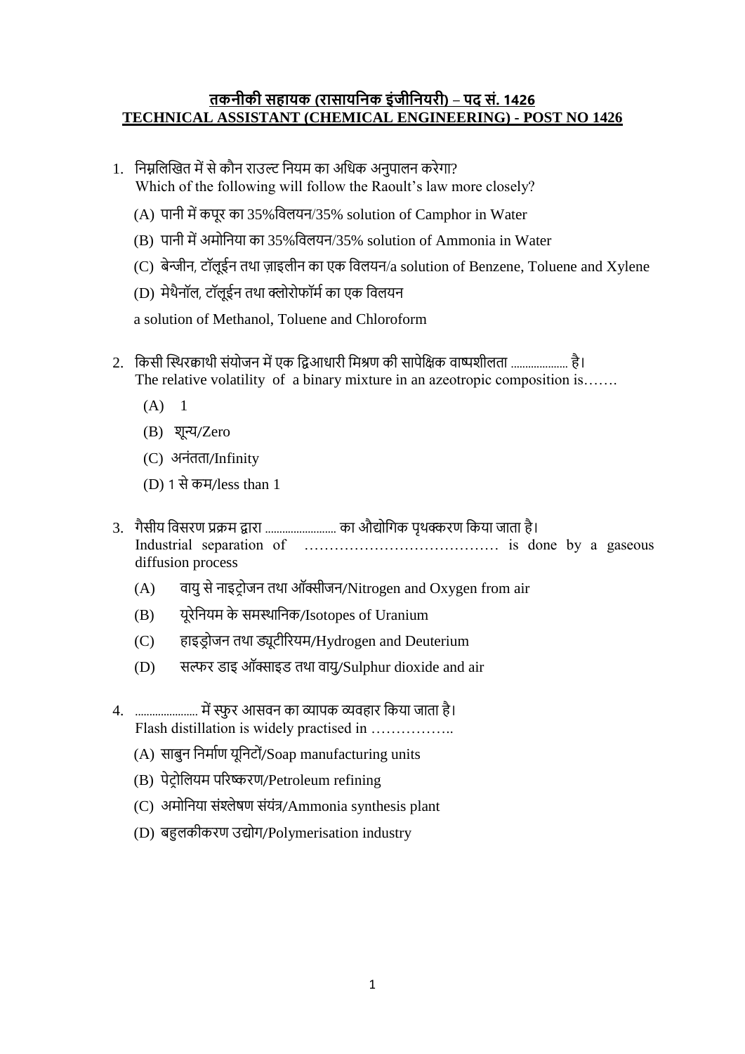## तकनीकी सहायक (रासायनिक इंजीनियरी) – पद सं. 1426
## TECHNICAL ASSISTANT (CHEMICAL ENGINEERING) - POST NO 1426

1. निम्नलिखित में से कौन राउल्ट नियम का अधिक अनुपालन करेगा?
   Which of the following will follow the Raoult's law more closely?

   (A) पानी में कपूर का 35%विलयन/35% solution of Camphor in Water

   (B) पानी में अमोनिया का 35%विलयन/35% solution of Ammonia in Water

   (C) बेन्जीन, टॉलूईन तथा ज़ाइलीन का एक विलयन/a solution of Benzene, Toluene and Xylene

   (D) मेथैनॉल, टॉलूईन तथा क्लोरोफॉर्म का एक विलयन

   a solution of Methanol, Toluene and Chloroform

2. किसी स्थिरक्वाथी संयोजन में एक द्विआधारी मिश्रण की सापेक्षिक वाष्पशीलता .................... है।
   The relative volatility of a binary mixture in an azeotropic composition is…….

   (A) 1

   (B) शून्य/Zero

   (C) अनंतता/Infinity

   (D) 1 से कम/less than 1

3. गैसीय विसरण प्रक्रम द्वारा ......................... का औद्योगिक पृथक्करण किया जाता है।
   Industrial separation of ………………………………… is done by a gaseous diffusion process

   (A) वायु से नाइट्रोजन तथा ऑक्सीजन/Nitrogen and Oxygen from air

   (B) यूरेनियम के समस्थानिक/Isotopes of Uranium

   (C) हाइड्रोजन तथा ड्यूटीरियम/Hydrogen and Deuterium

   (D) सल्फर डाइ ऑक्साइड तथा वायु/Sulphur dioxide and air

4. ...................... में स्फुर आसवन का व्यापक व्यवहार किया जाता है।
   Flash distillation is widely practised in ……………..

   (A) साबुन निर्माण यूनिटों/Soap manufacturing units

   (B) पेट्रोलियम परिष्करण/Petroleum refining

   (C) अमोनिया संश्लेषण संयंत्र/Ammonia synthesis plant

   (D) बहुलकीकरण उद्योग/Polymerisation industry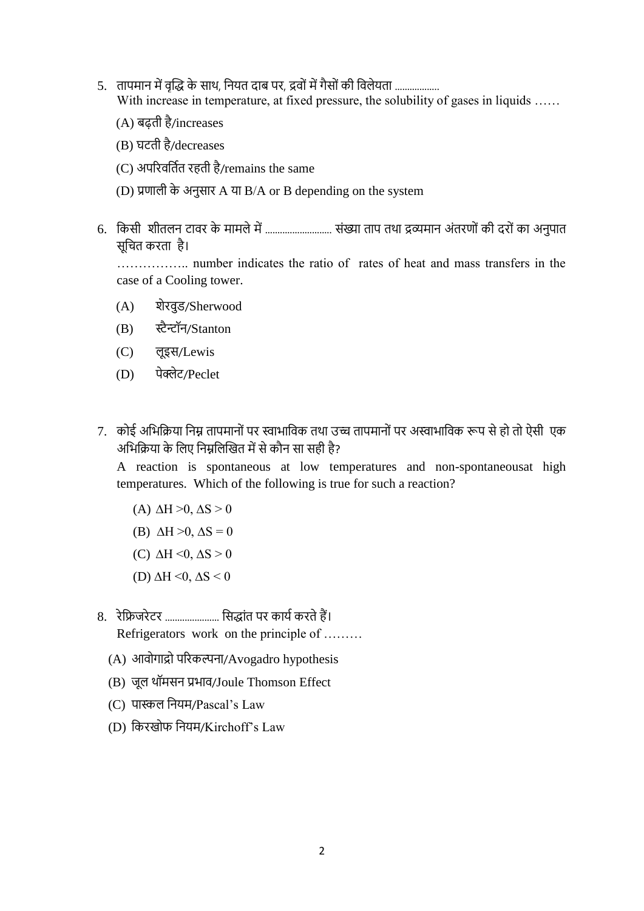5. तापमान में वृद्धि के साथ, नियत दाब पर, द्रवों में गैसों की विलेयता ..................
   With increase in temperature, at fixed pressure, the solubility of gases in liquids ……

   (A) बढ़ती है/increases

   (B) घटती है/decreases

   (C) अपरिवर्तित रहती है/remains the same

   (D) प्रणाली के अनुसार A या B/A or B depending on the system

6. किसी शीतलन टावर के मामले में ........................... संख्या ताप तथा द्रव्यमान अंतरणों की दरों का अनुपात सूचित करता है।

   …………….. number indicates the ratio of rates of heat and mass transfers in the case of a Cooling tower.

   (A) शेरवुड/Sherwood

   (B) स्टैन्टॉन/Stanton

   (C) लूइस/Lewis

   (D) पेक्लेट/Peclet

7. कोई अभिक्रिया निम्न तापमानों पर स्वाभाविक तथा उच्च तापमानों पर अस्वाभाविक रूप से हो तो ऐसी एक अभिक्रिया के लिए निम्नलिखित में से कौन सा सही है?

   A reaction is spontaneous at low temperatures and non-spontaneousat high temperatures. Which of the following is true for such a reaction?

   (A) $\Delta H > 0, \Delta S > 0$

   (B) $\Delta H > 0, \Delta S = 0$

   (C) $\Delta H < 0, \Delta S > 0$

   (D) $\Delta H < 0, \Delta S < 0$

8. रेफ्रिजरेटर ...................... सिद्धांत पर कार्य करते हैं।
   Refrigerators work on the principle of ………

   (A) आवोगाद्रो परिकल्पना/Avogadro hypothesis

   (B) जूल थॉमसन प्रभाव/Joule Thomson Effect

   (C) पास्कल नियम/Pascal's Law

   (D) किरखोफ नियम/Kirchoff's Law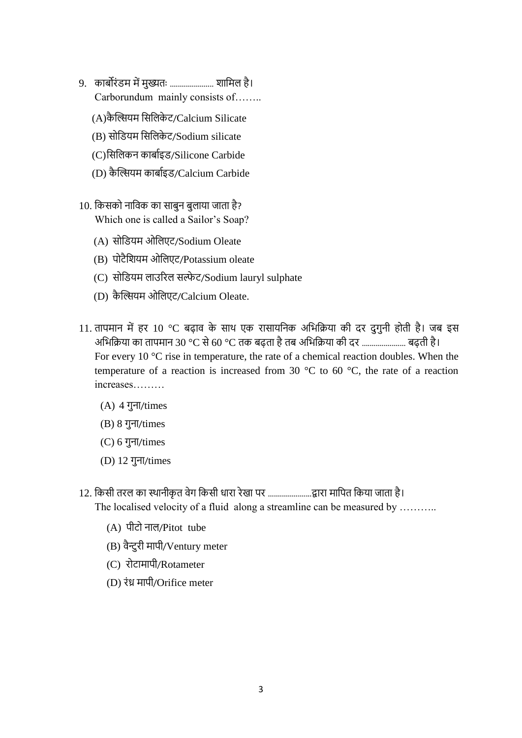9. कार्बोरंडम में मुख्यतः ...................... शामिल है।
   Carborundum mainly consists of……..

   (A)कैल्सियम सिलिकेट/Calcium Silicate

   (B) सोडियम सिलिकेट/Sodium silicate

   (C)सिलिकन कार्बाइड/Silicone Carbide

   (D) कैल्सियम कार्बाइड/Calcium Carbide

10. किसको नाविक का साबुन बुलाया जाता है?
    Which one is called a Sailor's Soap?

    (A) सोडियम ओलिएट/Sodium Oleate

    (B) पोटैशियम ओलिएट/Potassium oleate

    (C) सोडियम लाउरिल सल्फेट/Sodium lauryl sulphate

    (D) कैल्सियम ओलिएट/Calcium Oleate.

11. तापमान में हर 10 °C बढ़ाव के साथ एक रासायनिक अभिक्रिया की दर दुगुनी होती है। जब इस अभिक्रिया का तापमान 30 °C से 60 °C तक बढ़ता है तब अभिक्रिया की दर ...................... बढ़ती है।
    For every 10 °C rise in temperature, the rate of a chemical reaction doubles. When the temperature of a reaction is increased from 30 °C to 60 °C, the rate of a reaction increases………

    (A) 4 गुना/times

    (B) 8 गुना/times

    (C) 6 गुना/times

    (D) 12 गुना/times

12. किसी तरल का स्थानीकृत वेग किसी धारा रेखा पर ......................द्वारा मापित किया जाता है।
    The localised velocity of a fluid along a streamline can be measured by ………..

    (A) पीटो नाल/Pitot tube

    (B) वैन्टुरी मापी/Ventury meter

    (C) रोटामापी/Rotameter

    (D) रंध्र मापी/Orifice meter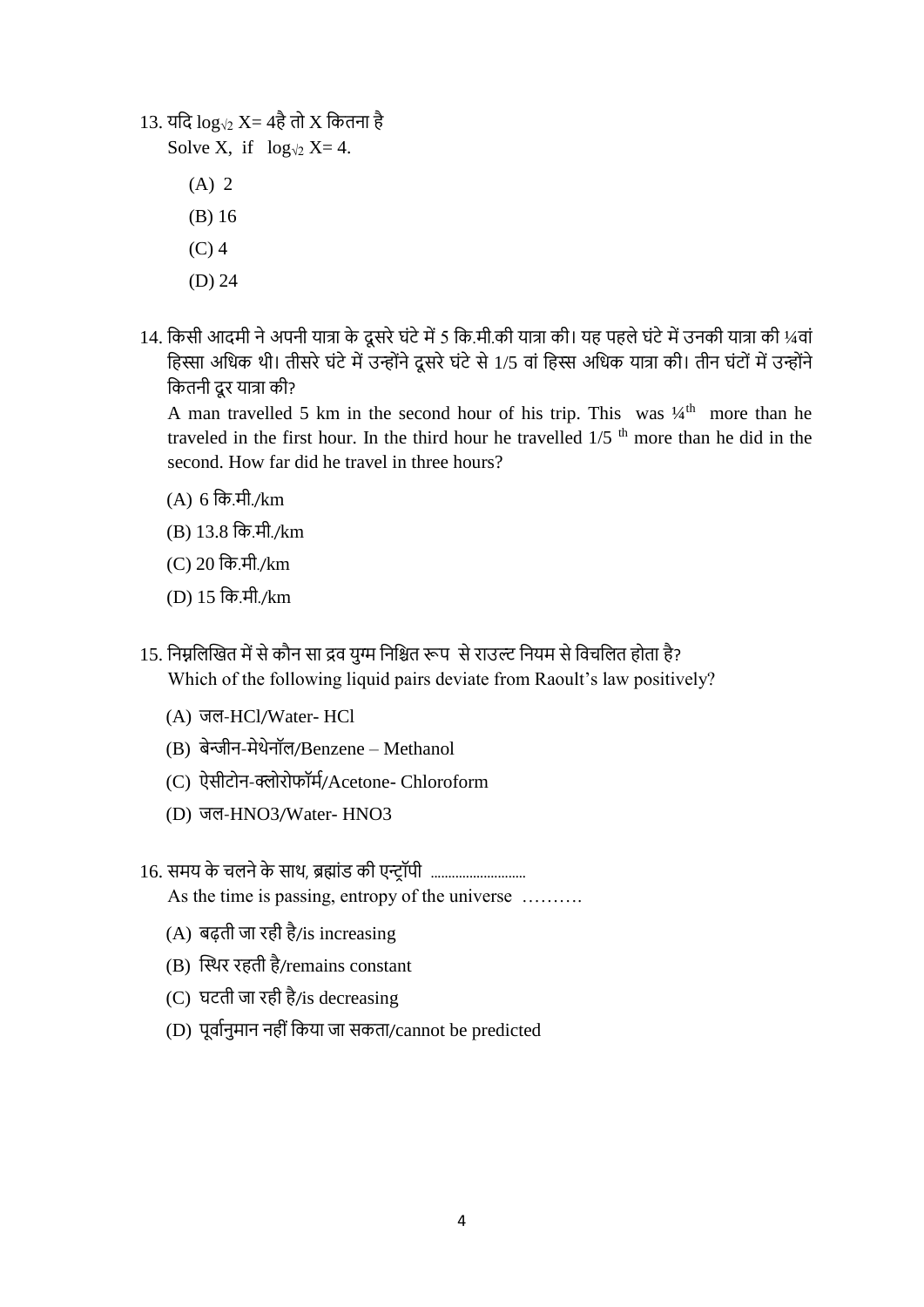13. यदि $\log_{\sqrt{2}} X = 4$है तो X कितना है
Solve X, if $\log_{\sqrt{2}} X = 4$.

(A) 2
(B) 16
(C) 4
(D) 24

14. किसी आदमी ने अपनी यात्रा के दूसरे घंटे में 5 कि.मी.की यात्रा की। यह पहले घंटे में उनकी यात्रा की ¼वां हिस्सा अधिक थी। तीसरे घंटे में उन्होंने दूसरे घंटे से 1/5 वां हिस्स अधिक यात्रा की। तीन घंटों में उन्होंने कितनी दूर यात्रा की?
A man travelled 5 km in the second hour of his trip. This was ¼$^{th}$ more than he traveled in the first hour. In the third hour he travelled 1/5 $^{th}$ more than he did in the second. How far did he travel in three hours?

(A) 6 कि.मी./km
(B) 13.8 कि.मी./km
(C) 20 कि.मी./km
(D) 15 कि.मी./km

15. निम्नलिखित में से कौन सा द्रव युग्म निश्चित रूप से राउल्ट नियम से विचलित होता है?
Which of the following liquid pairs deviate from Raoult's law positively?

(A) जल-HCl/Water- HCl
(B) बेन्जीन-मेथेनॉल/Benzene – Methanol
(C) ऐसीटोन-क्लोरोफॉर्म/Acetone- Chloroform
(D) जल-$HNO_3$/Water- $HNO_3$

16. समय के चलने के साथ, ब्रह्मांड की एन्ट्रॉपी .........................
As the time is passing, entropy of the universe ……….

(A) बढ़ती जा रही है/is increasing
(B) स्थिर रहती है/remains constant
(C) घटती जा रही है/is decreasing
(D) पूर्वानुमान नहीं किया जा सकता/cannot be predicted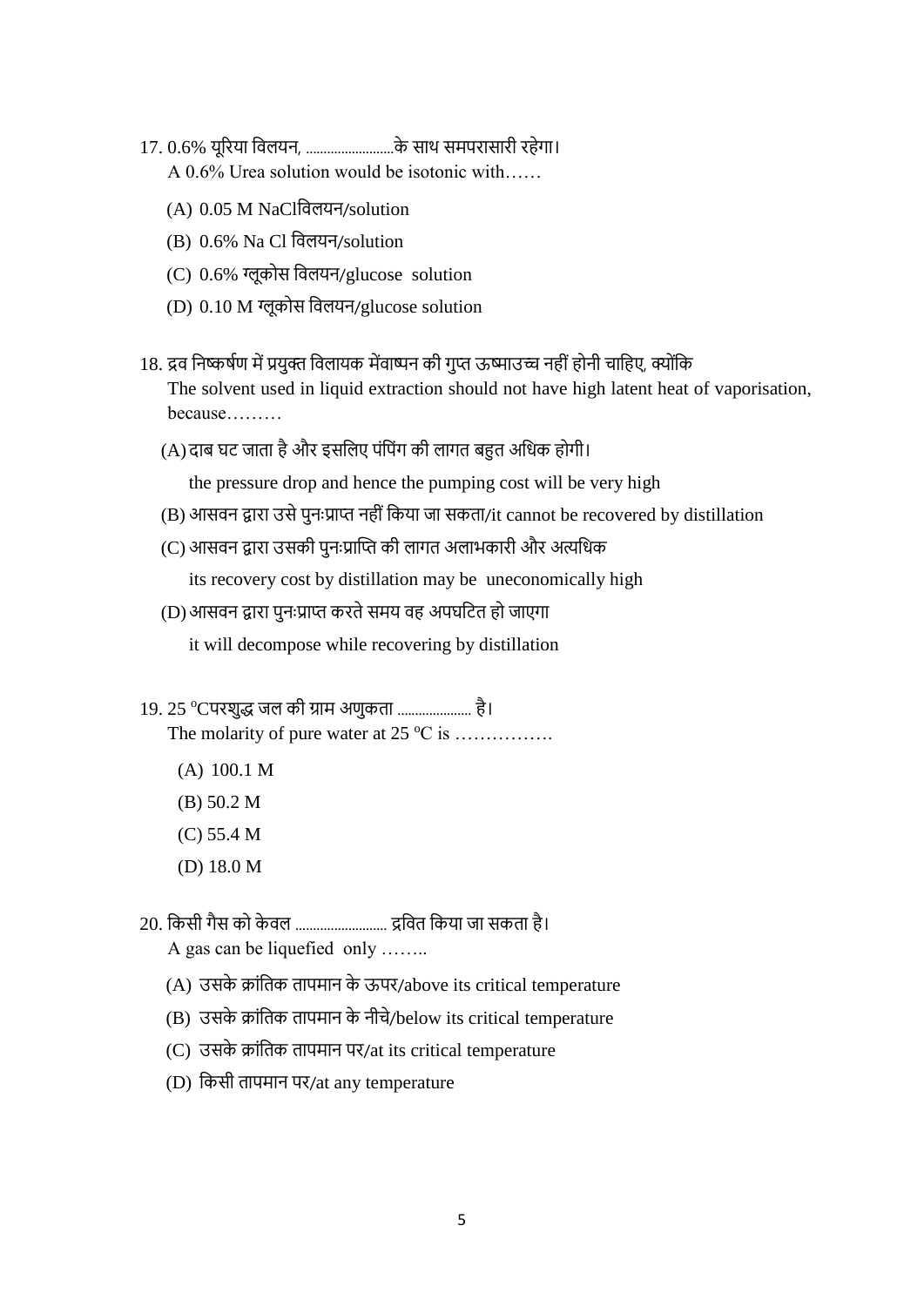17. 0.6% यूरिया विलयन, ........................के साथ समपरासारी रहेगा।
A 0.6% Urea solution would be isotonic with……

(A) 0.05 M NaClविलयन/solution

(B) 0.6% Na Cl विलयन/solution

(C) 0.6% ग्लूकोस विलयन/glucose solution

(D) 0.10 M ग्लूकोस विलयन/glucose solution

18. द्रव निष्कर्षण में प्रयुक्त विलायक मेंवाष्पन की गुप्त ऊष्माउच्च नहीं होनी चाहिए, क्योंकि
The solvent used in liquid extraction should not have high latent heat of vaporisation, because………

(A) दाब घट जाता है और इसलिए पंपिंग की लागत बहुत अधिक होगी।
the pressure drop and hence the pumping cost will be very high

(B) आसवन द्वारा उसे पुनःप्राप्त नहीं किया जा सकता/it cannot be recovered by distillation

(C) आसवन द्वारा उसकी पुनःप्राप्ति की लागत अलाभकारी और अत्यधिक
its recovery cost by distillation may be uneconomically high

(D) आसवन द्वारा पुनःप्राप्त करते समय वह अपघटित हो जाएगा
it will decompose while recovering by distillation

19. 25 $^{o}$Cपरशुद्ध जल की ग्राम अणुकता .................... है।
The molarity of pure water at 25 $^{o}$C is …………….

(A) 100.1 M

(B) 50.2 M

(C) 55.4 M

(D) 18.0 M

20. किसी गैस को केवल .......................... द्रवित किया जा सकता है।
A gas can be liquefied only ……..

(A) उसके क्रांतिक तापमान के ऊपर/above its critical temperature

(B) उसके क्रांतिक तापमान के नीचे/below its critical temperature

(C) उसके क्रांतिक तापमान पर/at its critical temperature

(D) किसी तापमान पर/at any temperature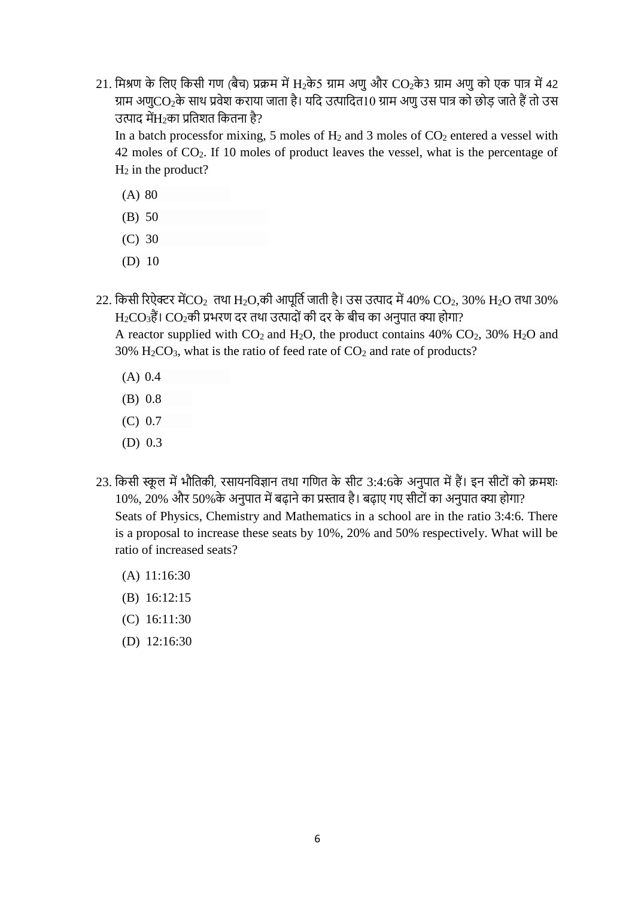21. मिश्रण के लिए किसी गण (बैच) प्रक्रम में $H_2$के5 ग्राम अणु और $CO_2$के3 ग्राम अणु को एक पात्र में 42 ग्राम अणु$CO_2$के साथ प्रवेश कराया जाता है। यदि उत्पादित10 ग्राम अणु उस पात्र को छोड़ जाते हैं तो उस उत्पाद में$H_2$का प्रतिशत कितना है?

   In a batch processfor mixing, 5 moles of $H_2$ and 3 moles of $CO_2$ entered a vessel with 42 moles of $CO_2$. If 10 moles of product leaves the vessel, what is the percentage of $H_2$ in the product?

   (A) 80

   (B) 50

   (C) 30

   (D) 10

22. किसी रिऐक्टर में$CO_2$ तथा $H_2O$,की आपूर्ति जाती है। उस उत्पाद में 40% $CO_2$, 30% $H_2O$ तथा 30% $H_2CO_3$हैं। $CO_2$की प्रभरण दर तथा उत्पादों की दर के बीच का अनुपात क्या होगा?

   A reactor supplied with $CO_2$ and $H_2O$, the product contains 40% $CO_2$, 30% $H_2O$ and 30% $H_2CO_3$, what is the ratio of feed rate of $CO_2$ and rate of products?

   (A) 0.4

   (B) 0.8

   (C) 0.7

   (D) 0.3

23. किसी स्कूल में भौतिकी, रसायनविज्ञान तथा गणित के सीट 3:4:6के अनुपात में हैं। इन सीटों को क्रमशः 10%, 20% और 50%के अनुपात में बढ़ाने का प्रस्ताव है। बढ़ाए गए सीटों का अनुपात क्या होगा?

   Seats of Physics, Chemistry and Mathematics in a school are in the ratio 3:4:6. There is a proposal to increase these seats by 10%, 20% and 50% respectively. What will be ratio of increased seats?

   (A) 11:16:30

   (B) 16:12:15

   (C) 16:11:30

   (D) 12:16:30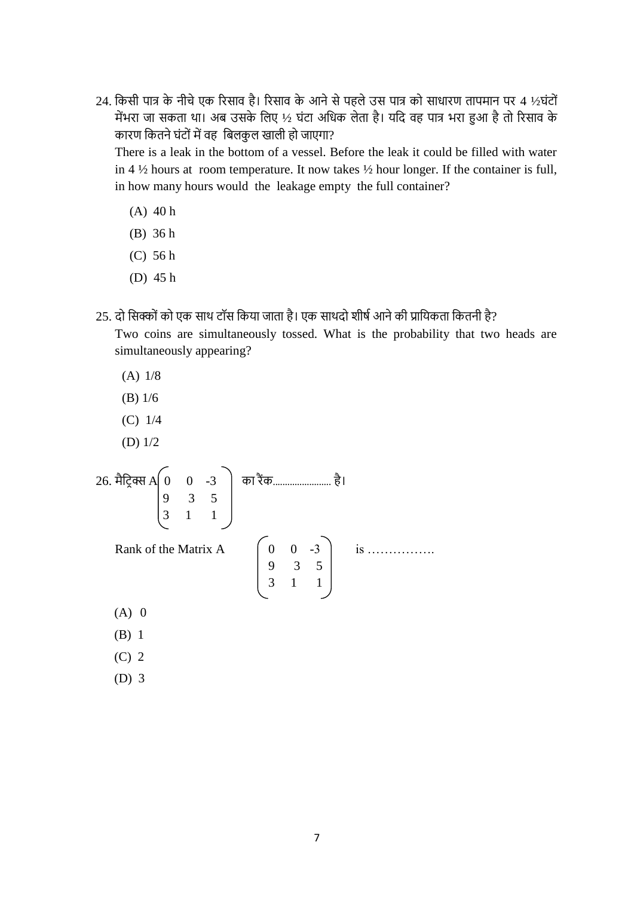24. किसी पात्र के नीचे एक रिसाव है। रिसाव के आने से पहले उस पात्र को साधारण तापमान पर 4 ½घंटों मेंभरा जा सकता था। अब उसके लिए ½ घंटा अधिक लेता है। यदि वह पात्र भरा हुआ है तो रिसाव के कारण कितने घंटों में वह बिलकुल खाली हो जाएगा?

    There is a leak in the bottom of a vessel. Before the leak it could be filled with water in 4 ½ hours at room temperature. It now takes ½ hour longer. If the container is full, in how many hours would the leakage empty the full container?

    (A) 40 h

    (B) 36 h

    (C) 56 h

    (D) 45 h

25. दो सिक्कों को एक साथ टॉस किया जाता है। एक साथदो शीर्ष आने की प्रायिकता कितनी है?

    Two coins are simultaneously tossed. What is the probability that two heads are simultaneously appearing?

    (A) 1/8

    (B) 1/6

    (C) 1/4

    (D) 1/2

26. मैट्रिक्स A $\begin{pmatrix} 0 & 0 & -3 \\ 9 & 3 & 5 \\ 3 & 1 & 1 \end{pmatrix}$ का रैंक........................ है।

    Rank of the Matrix A $\begin{pmatrix} 0 & 0 & -3 \\ 9 & 3 & 5 \\ 3 & 1 & 1 \end{pmatrix}$ is …………….

    (A) 0

    (B) 1

    (C) 2

    (D) 3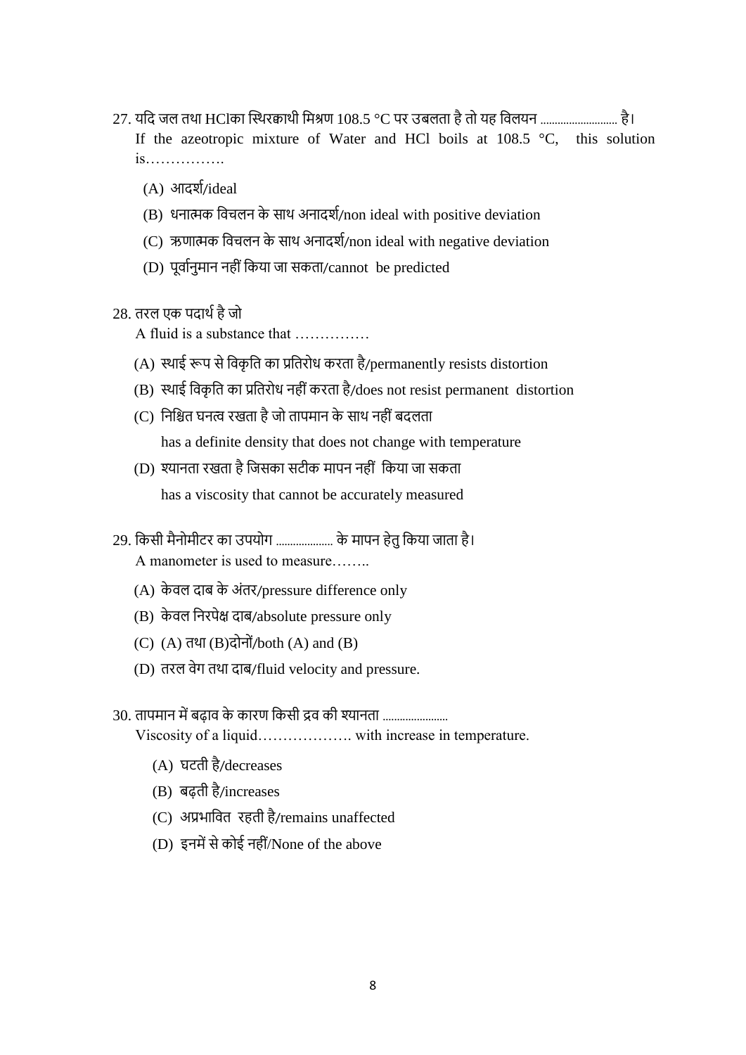27. यदि जल तथा HClका स्थिरक्वाथी मिश्रण 108.5 °C पर उबलता है तो यह विलयन .......................... है।
If the azeotropic mixture of Water and HCl boils at 108.5 °C, this solution is…………….

   (A) आदर्श/ideal
   (B) धनात्मक विचलन के साथ अनादर्श/non ideal with positive deviation
   (C) ऋणात्मक विचलन के साथ अनादर्श/non ideal with negative deviation
   (D) पूर्वानुमान नहीं किया जा सकता/cannot be predicted

28. तरल एक पदार्थ है जो
A fluid is a substance that ……………

   (A) स्थाई रूप से विकृति का प्रतिरोध करता है/permanently resists distortion
   (B) स्थाई विकृति का प्रतिरोध नहीं करता है/does not resist permanent distortion
   (C) निश्चित घनत्व रखता है जो तापमान के साथ नहीं बदलता
   has a definite density that does not change with temperature
   (D) श्यानता रखता है जिसका सटीक मापन नहीं किया जा सकता
   has a viscosity that cannot be accurately measured

29. किसी मैनोमीटर का उपयोग .................... के मापन हेतु किया जाता है।
A manometer is used to measure……..

   (A) केवल दाब के अंतर/pressure difference only
   (B) केवल निरपेक्ष दाब/absolute pressure only
   (C) (A) तथा (B)दोनों/both (A) and (B)
   (D) तरल वेग तथा दाब/fluid velocity and pressure.

30. तापमान में बढ़ाव के कारण किसी द्रव की श्यानता .......................
Viscosity of a liquid………………. with increase in temperature.

   (A) घटती है/decreases
   (B) बढ़ती है/increases
   (C) अप्रभावित रहती है/remains unaffected
   (D) इनमें से कोई नहीं/None of the above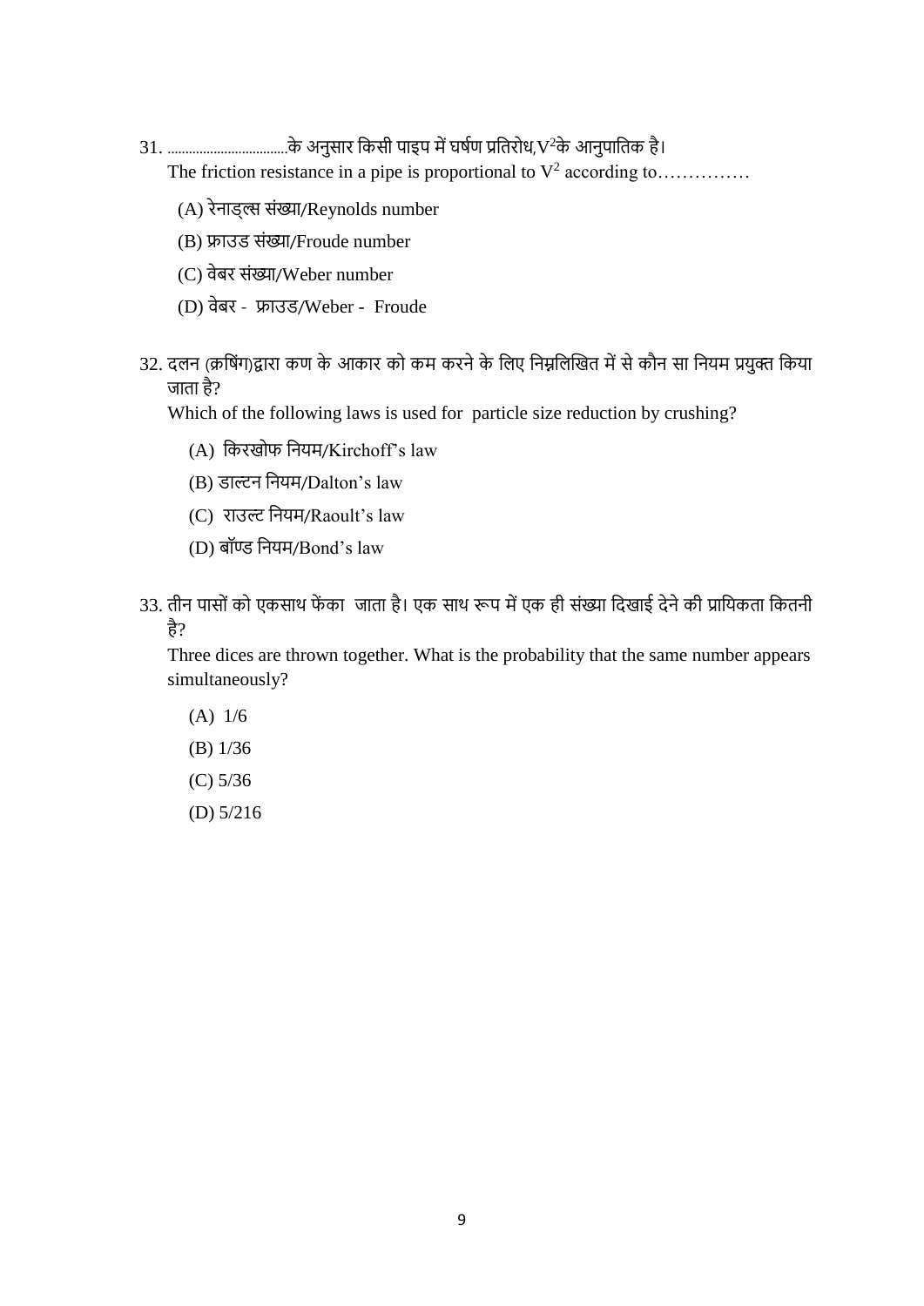31. ...................................के अनुसार किसी पाइप में घर्षण प्रतिरोध,$V^2$के आनुपातिक है।

The friction resistance in a pipe is proportional to $V^2$ according to……………

(A) रेनाड्ल्स संख्या/Reynolds number

(B) फ्राउड संख्या/Froude number

(C) वेबर संख्या/Weber number

(D) वेबर - फ्राउड/Weber - Froude

32. दलन (क्रषिंग)द्वारा कण के आकार को कम करने के लिए निम्नलिखित में से कौन सा नियम प्रयुक्त किया जाता है?

Which of the following laws is used for particle size reduction by crushing?

(A) किरखोफ नियम/Kirchoff's law

(B) डाल्टन नियम/Dalton's law

(C) राउल्ट नियम/Raoult's law

(D) बॉण्ड नियम/Bond's law

33. तीन पासों को एकसाथ फेंका जाता है। एक साथ रूप में एक ही संख्या दिखाई देने की प्रायिकता कितनी है?

Three dices are thrown together. What is the probability that the same number appears simultaneously?

(A) 1/6

(B) 1/36

(C) 5/36

(D) 5/216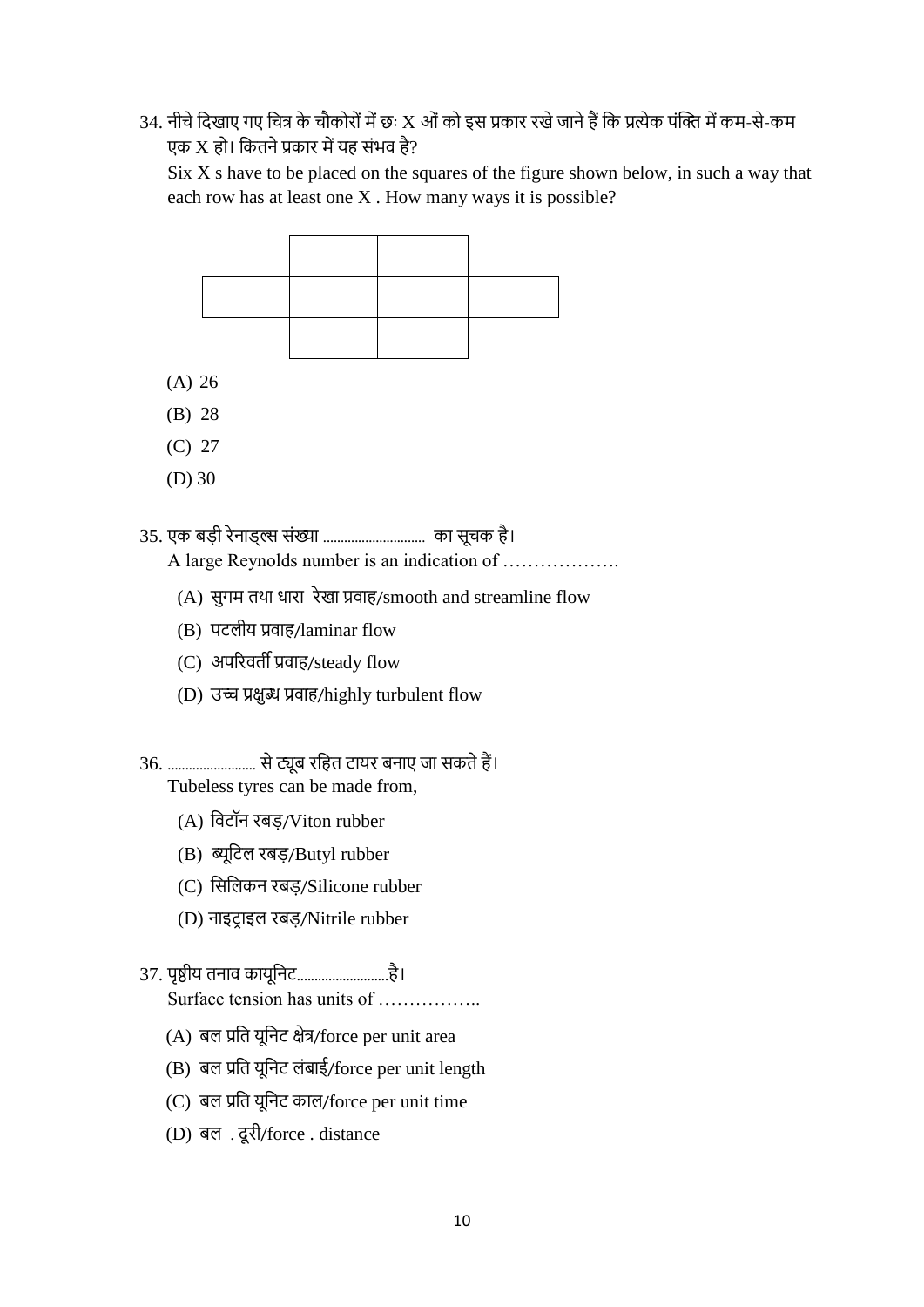34. नीचे दिखाए गए चित्र के चौकोरों में छः X ओं को इस प्रकार रखे जाने हैं कि प्रत्येक पंक्ति में कम-से-कम एक X हो। कितने प्रकार में यह संभव है?

Six X s have to be placed on the squares of the figure shown below, in such a way that each row has at least one X . How many ways it is possible?

(A) 26

(B) 28

(C) 27

(D) 30

35. एक बड़ी रेनाड्ल्स संख्या .......................... का सूचक है।

A large Reynolds number is an indication of ……………….

(A) सुगम तथा धारा रेखा प्रवाह/smooth and streamline flow

(B) पटलीय प्रवाह/laminar flow

(C) अपरिवर्ती प्रवाह/steady flow

(D) उच्च प्रक्षुब्ध प्रवाह/highly turbulent flow

36. ....................... से ट्यूब रहित टायर बनाए जा सकते हैं।

Tubeless tyres can be made from,

(A) विटॉन रबड़/Viton rubber

(B) ब्यूटिल रबड़/Butyl rubber

(C) सिलिकन रबड़/Silicone rubber

(D) नाइट्राइल रबड़/Nitrile rubber

37. पृष्ठीय तनाव कायूनिट.........................है।

Surface tension has units of ……………..

(A) बल प्रति यूनिट क्षेत्र/force per unit area

(B) बल प्रति यूनिट लंबाई/force per unit length

(C) बल प्रति यूनिट काल/force per unit time

(D) बल . दूरी/force . distance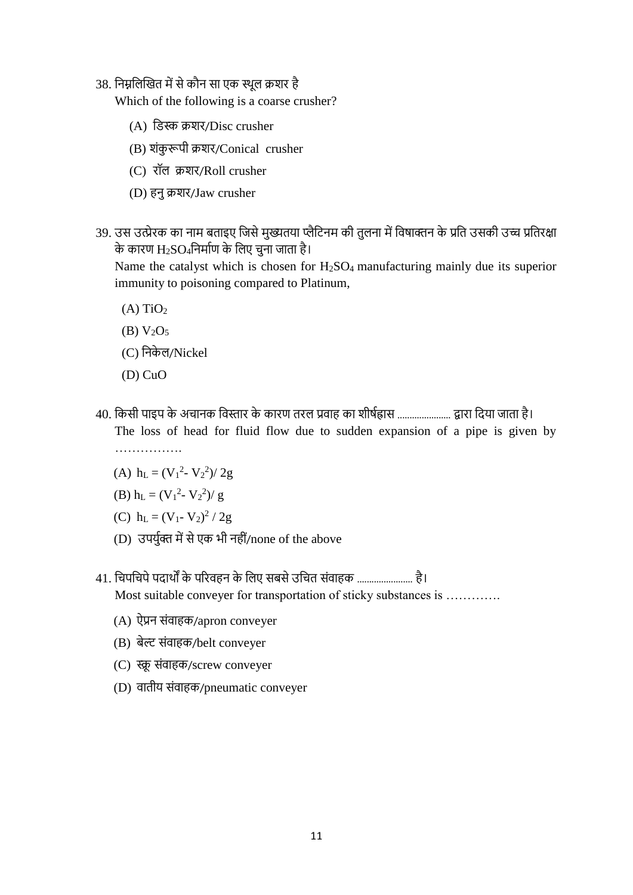38. निम्नलिखित में से कौन सा एक स्थूल क्रशर है

Which of the following is a coarse crusher?

(A) डिस्क क्रशर/Disc crusher

(B) शंकुरूपी क्रशर/Conical crusher

(C) रॉल क्रशर/Roll crusher

(D) हनु क्रशर/Jaw crusher

39. उस उत्प्रेरक का नाम बताइए जिसे मुख्यतया प्लैटिनम की तुलना में विषाक्तन के प्रति उसकी उच्च प्रतिरक्षा के कारण $H_2SO_4$निर्माण के लिए चुना जाता है।

Name the catalyst which is chosen for $H_2SO_4$ manufacturing mainly due its superior immunity to poisoning compared to Platinum,

(A) $TiO_2$

(B) $V_2O_5$

(C) निकेल/Nickel

(D) CuO

40. किसी पाइप के अचानक विस्तार के कारण तरल प्रवाह का शीर्षह्रास ...................... द्वारा दिया जाता है।

The loss of head for fluid flow due to sudden expansion of a pipe is given by …………….

(A) $h_L = (V_1^2 - V_2^2)/ 2g$

(B) $h_L = (V_1^2 - V_2^2)/ g$

(C) $h_L = (V_1 - V_2)^2 / 2g$

(D) उपर्युक्त में से एक भी नहीं/none of the above

41. चिपचिपे पदार्थों के परिवहन के लिए सबसे उचित संवाहक ...................... है।

Most suitable conveyer for transportation of sticky substances is ………….

(A) ऐप्रन संवाहक/apron conveyer

(B) बेल्ट संवाहक/belt conveyer

(C) स्क्रू संवाहक/screw conveyer

(D) वातीय संवाहक/pneumatic conveyer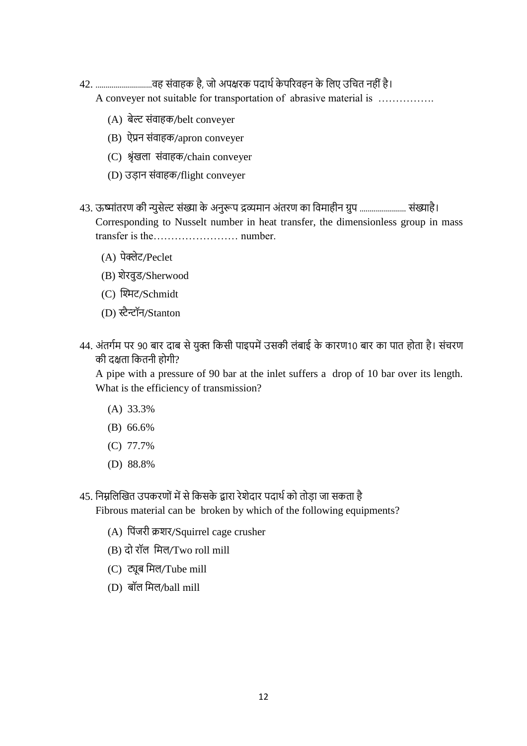42. ............................वह संवाहक है, जो अपक्षरक पदार्थ केपरिवहन के लिए उचित नहीं है।
A conveyer not suitable for transportation of abrasive material is …………….

(A) बेल्ट संवाहक/belt conveyer

(B) ऐप्रन संवाहक/apron conveyer

(C) श्रृंखला संवाहक/chain conveyer

(D) उड़ान संवाहक/flight conveyer

43. ऊष्मांतरण की न्युसेल्ट संख्या के अनुरूप द्रव्यमान अंतरण का विमाहीन ग्रुप ....................... संख्याहै।
Corresponding to Nusselt number in heat transfer, the dimensionless group in mass transfer is the…………………… number.

(A) पेक्लेट/Peclet

(B) शेरवुड/Sherwood

(C) श्मिट/Schmidt

(D) स्टैन्टॉन/Stanton

44. अंतर्गम पर 90 बार दाब से युक्त किसी पाइपमें उसकी लंबाई के कारण10 बार का पात होता है। संचरण की दक्षता कितनी होगी?
A pipe with a pressure of 90 bar at the inlet suffers a drop of 10 bar over its length. What is the efficiency of transmission?

(A) 33.3%

(B) 66.6%

(C) 77.7%

(D) 88.8%

45. निम्नलिखित उपकरणों में से किसके द्वारा रेशेदार पदार्थ को तोड़ा जा सकता है
Fibrous material can be broken by which of the following equipments?

(A) पिंजरी क्रशर/Squirrel cage crusher

(B) दो रॉल मिल/Two roll mill

(C) ट्यूब मिल/Tube mill

(D) बॉल मिल/ball mill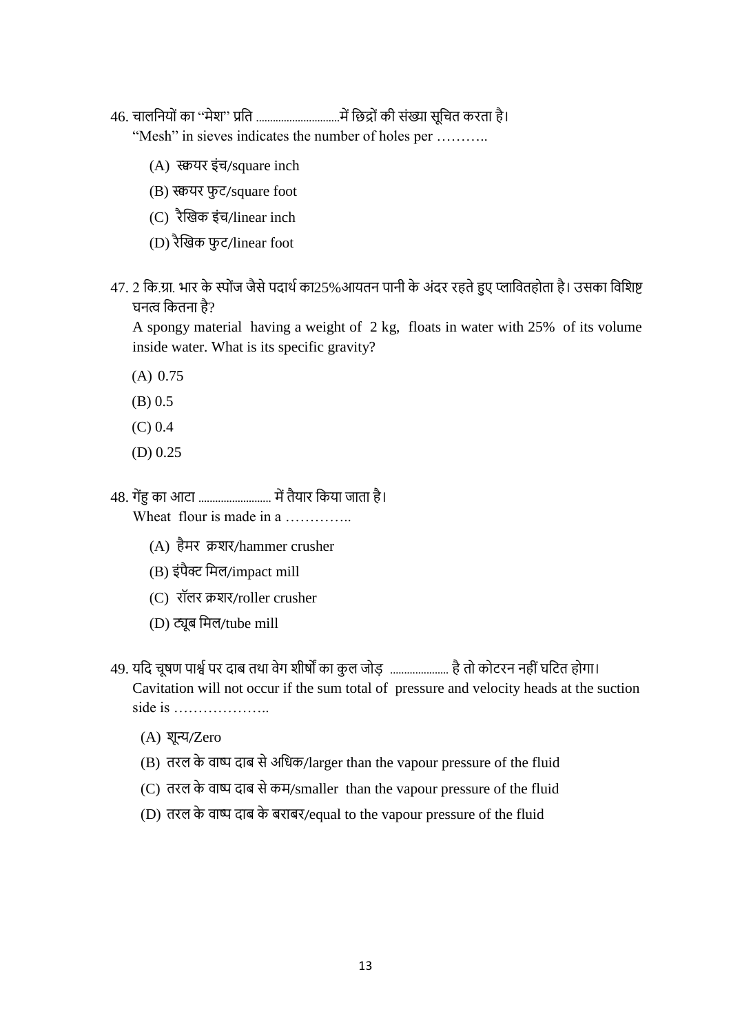46. चालनियों का "मेश" प्रति ............................में छिद्रों की संख्या सूचित करता है।
"Mesh" in sieves indicates the number of holes per ………..

 (A) स्क्वयर इंच/square inch
 (B) स्क्वयर फुट/square foot
 (C) रैखिक इंच/linear inch
 (D) रैखिक फुट/linear foot

47. 2 कि.ग्रा. भार के स्पोंज जैसे पदार्थ का25%आयतन पानी के अंदर रहते हुए प्लावितहोता है। उसका विशिष्ट घनत्व कितना है?
A spongy material having a weight of 2 kg, floats in water with 25% of its volume inside water. What is its specific gravity?

 (A) 0.75
 (B) 0.5
 (C) 0.4
 (D) 0.25

48. गेंहु का आटा ......................... में तैयार किया जाता है।
Wheat flour is made in a …………..

 (A) हैमर क्रशर/hammer crusher
 (B) इंपैक्ट मिल/impact mill
 (C) रॉलर क्रशर/roller crusher
 (D) ट्यूब मिल/tube mill

49. यदि चूषण पार्श्व पर दाब तथा वेग शीर्षों का कुल जोड़ .................... है तो कोटरन नहीं घटित होगा।
Cavitation will not occur if the sum total of pressure and velocity heads at the suction side is ………………..

 (A) शून्य/Zero
 (B) तरल के वाष्प दाब से अधिक/larger than the vapour pressure of the fluid
 (C) तरल के वाष्प दाब से कम/smaller than the vapour pressure of the fluid
 (D) तरल के वाष्प दाब के बराबर/equal to the vapour pressure of the fluid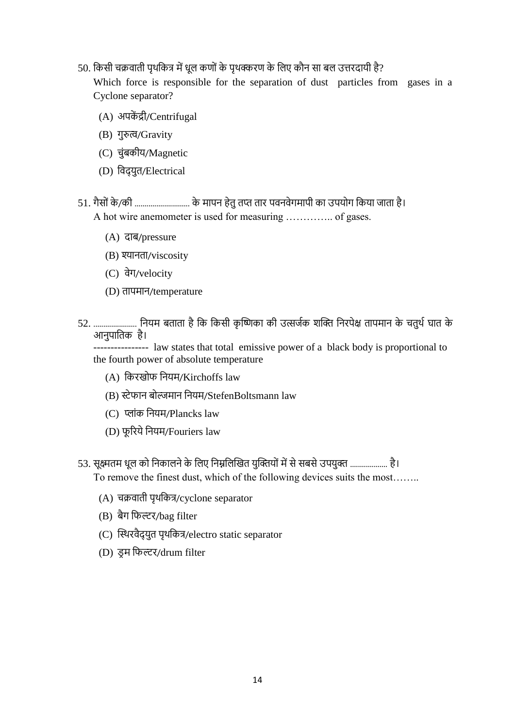50. किसी चक्रवाती पृथकित्र में धूल कणों के पृथक्करण के लिए कौन सा बल उत्तरदायी है?
Which force is responsible for the separation of dust particles from gases in a Cyclone separator?

(A) अपकेंद्री/Centrifugal
(B) गुरुत्व/Gravity
(C) चुंबकीय/Magnetic
(D) विद्युत/Electrical

51. गैसों के/की .......................... के मापन हेतु तप्त तार पवनवेगमापी का उपयोग किया जाता है।
A hot wire anemometer is used for measuring ………….. of gases.

(A) दाब/pressure
(B) श्यानता/viscosity
(C) वेग/velocity
(D) तापमान/temperature

52. ..................... नियम बताता है कि किसी कृष्णिका की उत्सर्जक शक्ति निरपेक्ष तापमान के चतुर्थ घात के आनुपातिक है।
---------------- law states that total emissive power of a black body is proportional to the fourth power of absolute temperature

(A) किरखोफ नियम/Kirchoffs law
(B) स्टेफान बोल्जमान नियम/StefenBoltsmann law
(C) प्लांक नियम/Plancks law
(D) फूरिये नियम/Fouriers law

53. सूक्ष्मतम धूल को निकालने के लिए निम्नलिखित युक्तियों में से सबसे उपयुक्त .................. है।
To remove the finest dust, which of the following devices suits the most……..

(A) चक्रवाती पृथकित्र/cyclone separator
(B) बैग फिल्टर/bag filter
(C) स्थिरवैद्युत पृथकित्र/electro static separator
(D) ड्रम फिल्टर/drum filter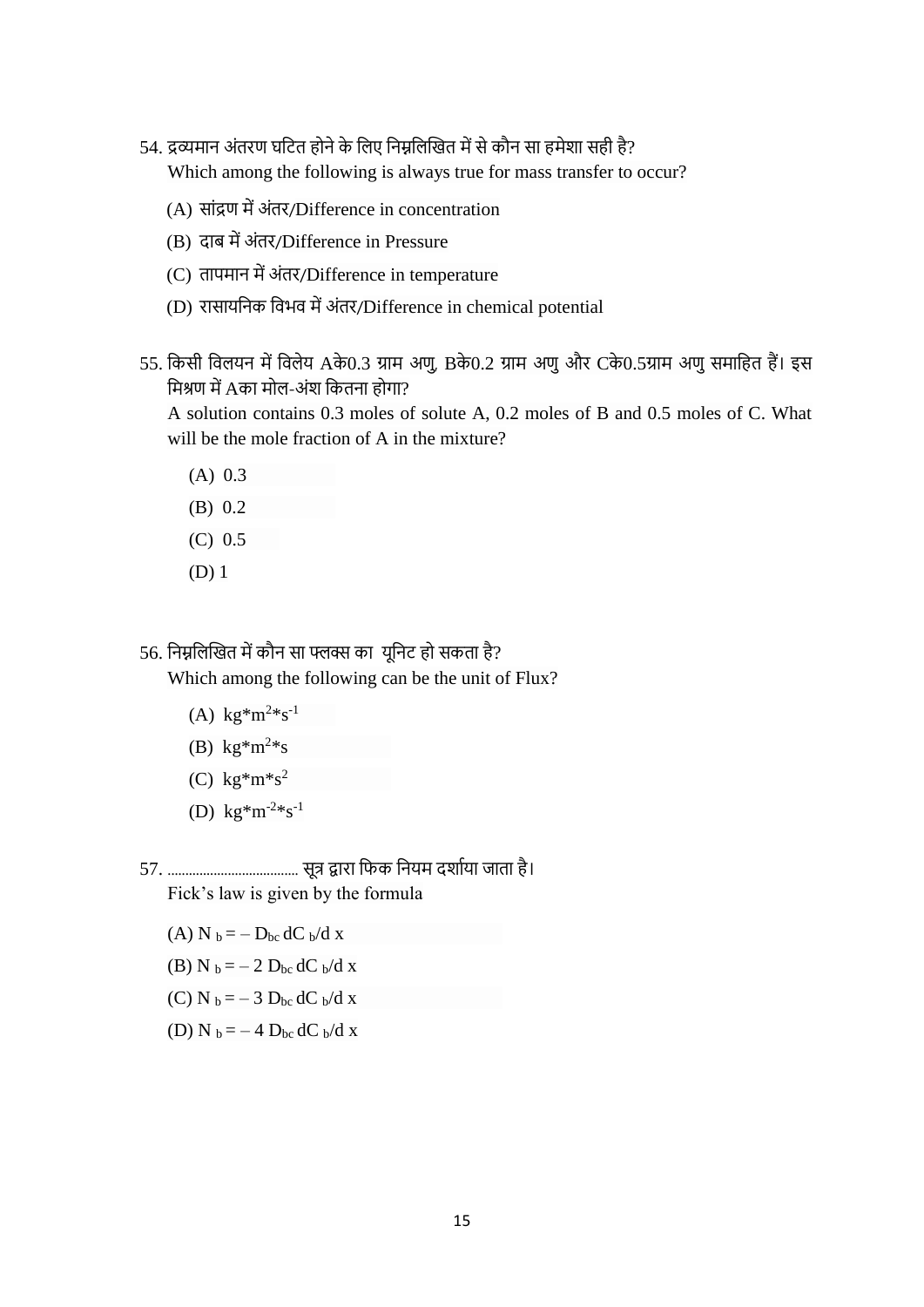54. द्रव्यमान अंतरण घटित होने के लिए निम्नलिखित में से कौन सा हमेशा सही है?
Which among the following is always true for mass transfer to occur?

(A) सांद्रण में अंतर/Difference in concentration

(B) दाब में अंतर/Difference in Pressure

(C) तापमान में अंतर/Difference in temperature

(D) रासायनिक विभव में अंतर/Difference in chemical potential

55. किसी विलयन में विलेय Aके0.3 ग्राम अणु, Bके0.2 ग्राम अणु और Cके0.5ग्राम अणु समाहित हैं। इस मिश्रण में Aका मोल-अंश कितना होगा?
A solution contains 0.3 moles of solute A, 0.2 moles of B and 0.5 moles of C. What will be the mole fraction of A in the mixture?

(A) 0.3

(B) 0.2

(C) 0.5

(D) 1

56. निम्नलिखित में कौन सा फ्लक्स का यूनिट हो सकता है?
Which among the following can be the unit of Flux?

(A) $kg*m^{2}*s^{-1}$

(B) $kg*m^{2}*s$

(C) $kg*m*s^{2}$

(D) $kg*m^{-2}*s^{-1}$

57. .................................... सूत्र द्वारा फिक नियम दर्शाया जाता है।
Fick's law is given by the formula

(A) $N_b = -D_{bc}\, dC_b/dx$

(B) $N_b = -2\, D_{bc}\, dC_b/dx$

(C) $N_b = -3\, D_{bc}\, dC_b/dx$

(D) $N_b = -4\, D_{bc}\, dC_b/dx$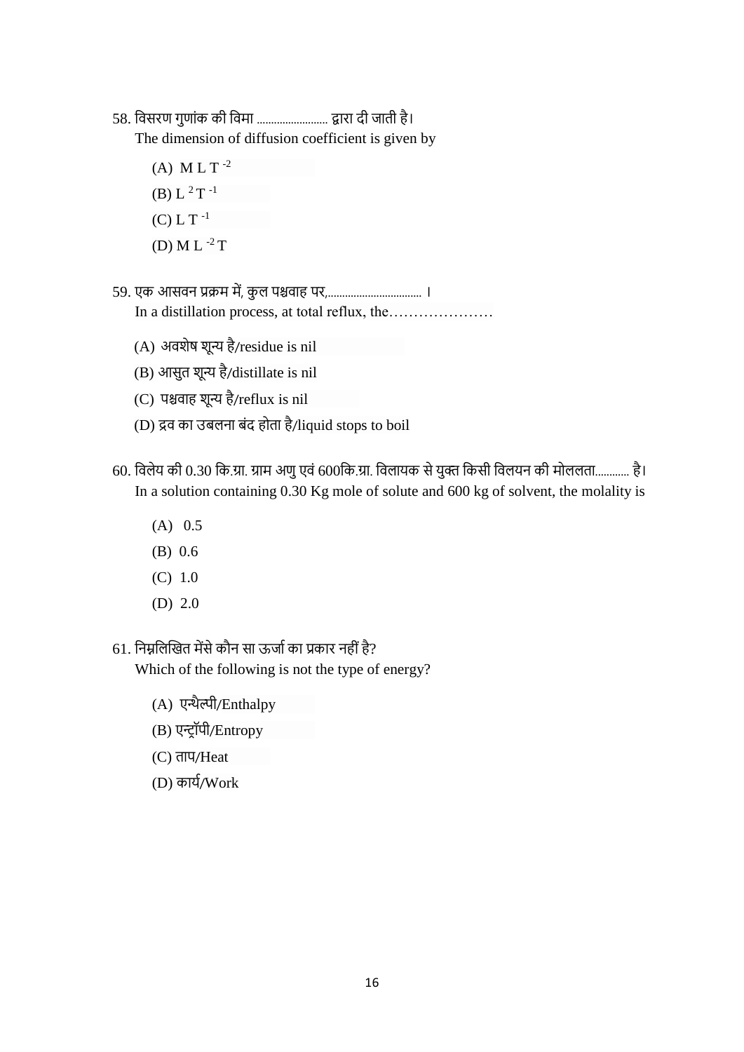58. विसरण गुणांक की विमा ........................ द्वारा दी जाती है।
The dimension of diffusion coefficient is given by

(A) $M L T^{-2}$

(B) $L^{2} T^{-1}$

(C) $L T^{-1}$

(D) $M L^{-2} T$

59. एक आसवन प्रक्रम में, कुल पश्चवाह पर,................................ ।
In a distillation process, at total reflux, the…………………

(A) अवशेष शून्य है/residue is nil

(B) आसुत शून्य है/distillate is nil

(C) पश्चवाह शून्य है/reflux is nil

(D) द्रव का उबलना बंद होता है/liquid stops to boil

60. विलेय की 0.30 कि.ग्रा. ग्राम अणु एवं 600कि.ग्रा. विलायक से युक्त किसी विलयन की मोललता........... है।
In a solution containing 0.30 Kg mole of solute and 600 kg of solvent, the molality is

(A) 0.5

(B) 0.6

(C) 1.0

(D) 2.0

61. निम्नलिखित मेंसे कौन सा ऊर्जा का प्रकार नहीं है?
Which of the following is not the type of energy?

(A) एन्थैल्पी/Enthalpy

(B) एन्ट्रॉपी/Entropy

(C) ताप/Heat

(D) कार्य/Work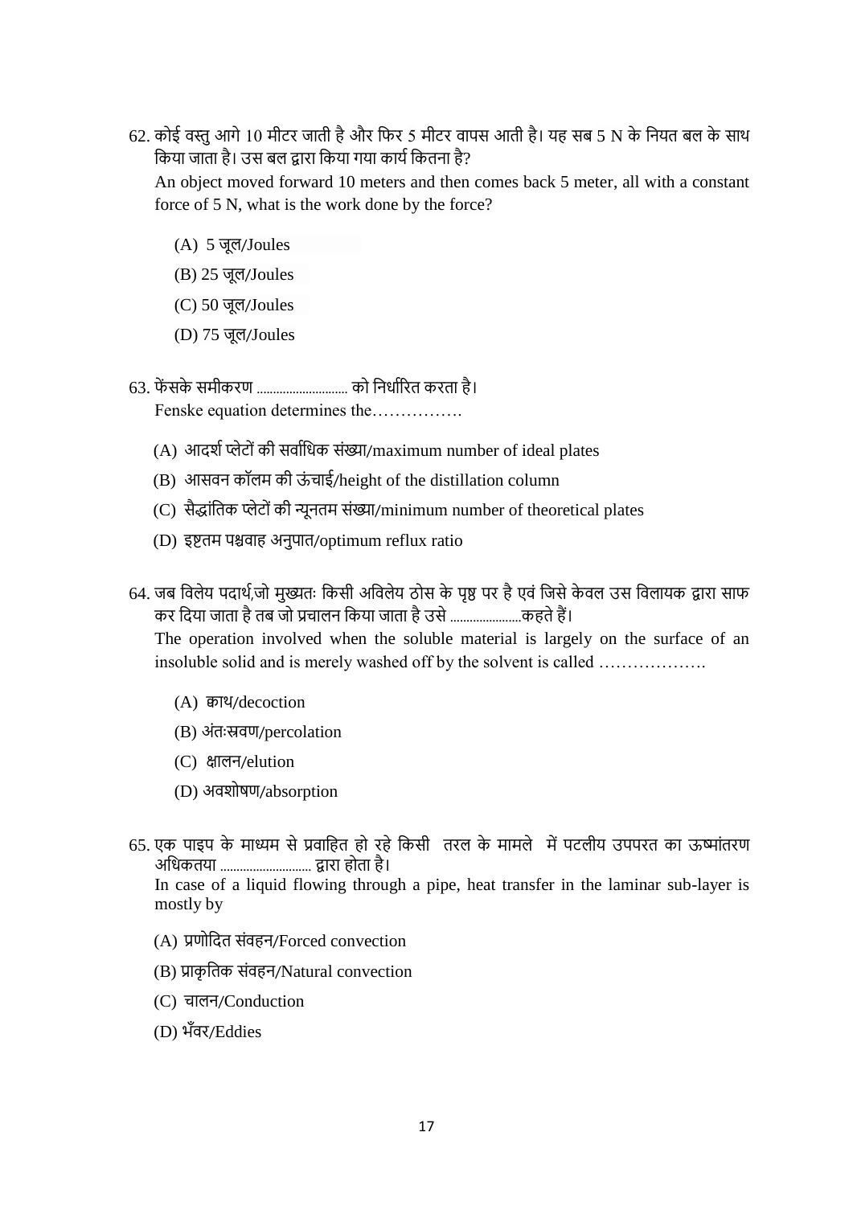62. कोई वस्तु आगे 10 मीटर जाती है और फिर 5 मीटर वापस आती है। यह सब 5 N के नियत बल के साथ किया जाता है। उस बल द्वारा किया गया कार्य कितना है?

    An object moved forward 10 meters and then comes back 5 meter, all with a constant force of 5 N, what is the work done by the force?

    (A) 5 जूल/Joules

    (B) 25 जूल/Joules

    (C) 50 जूल/Joules

    (D) 75 जूल/Joules

63. फेंसके समीकरण ............................ को निर्धारित करता है।

    Fenske equation determines the…………….

    (A) आदर्श प्लेटों की सर्वाधिक संख्या/maximum number of ideal plates

    (B) आसवन कॉलम की ऊंचाई/height of the distillation column

    (C) सैद्धांतिक प्लेटों की न्यूनतम संख्या/minimum number of theoretical plates

    (D) इष्टतम पश्चवाह अनुपात/optimum reflux ratio

64. जब विलेय पदार्थ,जो मुख्यतः किसी अविलेय ठोस के पृष्ठ पर है एवं जिसे केवल उस विलायक द्वारा साफ कर दिया जाता है तब जो प्रचालन किया जाता है उसे ......................कहते हैं।

    The operation involved when the soluble material is largely on the surface of an insoluble solid and is merely washed off by the solvent is called ……………….

    (A) क्वाथ/decoction

    (B) अंतःस्रवण/percolation

    (C) क्षालन/elution

    (D) अवशोषण/absorption

65. एक पाइप के माध्यम से प्रवाहित हो रहे किसी तरल के मामले में पटलीय उपपरत का ऊष्मांतरण अधिकतया ............................ द्वारा होता है।

    In case of a liquid flowing through a pipe, heat transfer in the laminar sub-layer is mostly by

    (A) प्रणोदित संवहन/Forced convection

    (B) प्राकृतिक संवहन/Natural convection

    (C) चालन/Conduction

    (D) भँवर/Eddies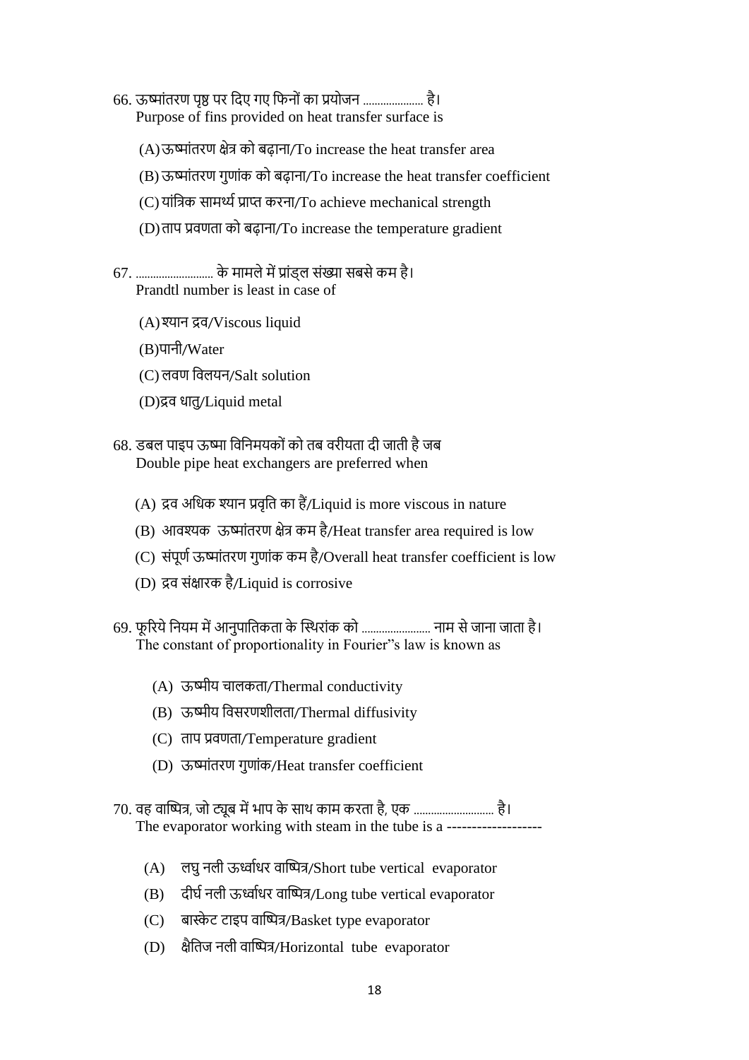66. ऊष्मांतरण पृष्ठ पर दिए गए फिनों का प्रयोजन .................... है।
Purpose of fins provided on heat transfer surface is

(A) ऊष्मांतरण क्षेत्र को बढ़ाना/To increase the heat transfer area

(B) ऊष्मांतरण गुणांक को बढ़ाना/To increase the heat transfer coefficient

(C) यांत्रिक सामर्थ्य प्राप्त करना/To achieve mechanical strength

(D) ताप प्रवणता को बढ़ाना/To increase the temperature gradient

67. ......................... के मामले में प्रांड्ल संख्या सबसे कम है।
Prandtl number is least in case of

(A) श्यान द्रव/Viscous liquid

(B) पानी/Water

(C) लवण विलयन/Salt solution

(D) द्रव धातु/Liquid metal

68. डबल पाइप ऊष्मा विनिमयकों को तब वरीयता दी जाती है जब
Double pipe heat exchangers are preferred when

(A) द्रव अधिक श्यान प्रवृति का हैं/Liquid is more viscous in nature

(B) आवश्यक ऊष्मांतरण क्षेत्र कम है/Heat transfer area required is low

(C) संपूर्ण ऊष्मांतरण गुणांक कम है/Overall heat transfer coefficient is low

(D) द्रव संक्षारक है/Liquid is corrosive

69. फूरिये नियम में आनुपातिकता के स्थिरांक को ....................... नाम से जाना जाता है।
The constant of proportionality in Fourier"s law is known as

(A) ऊष्मीय चालकता/Thermal conductivity

(B) ऊष्मीय विसरणशीलता/Thermal diffusivity

(C) ताप प्रवणता/Temperature gradient

(D) ऊष्मांतरण गुणांक/Heat transfer coefficient

70. वह वाष्पित्र, जो ट्यूब में भाप के साथ काम करता है, एक ........................... है।
The evaporator working with steam in the tube is a -------------------

(A) लघु नली ऊर्ध्वाधर वाष्पित्र/Short tube vertical evaporator

(B) दीर्घ नली ऊर्ध्वाधर वाष्पित्र/Long tube vertical evaporator

(C) बास्केट टाइप वाष्पित्र/Basket type evaporator

(D) क्षैतिज नली वाष्पित्र/Horizontal tube evaporator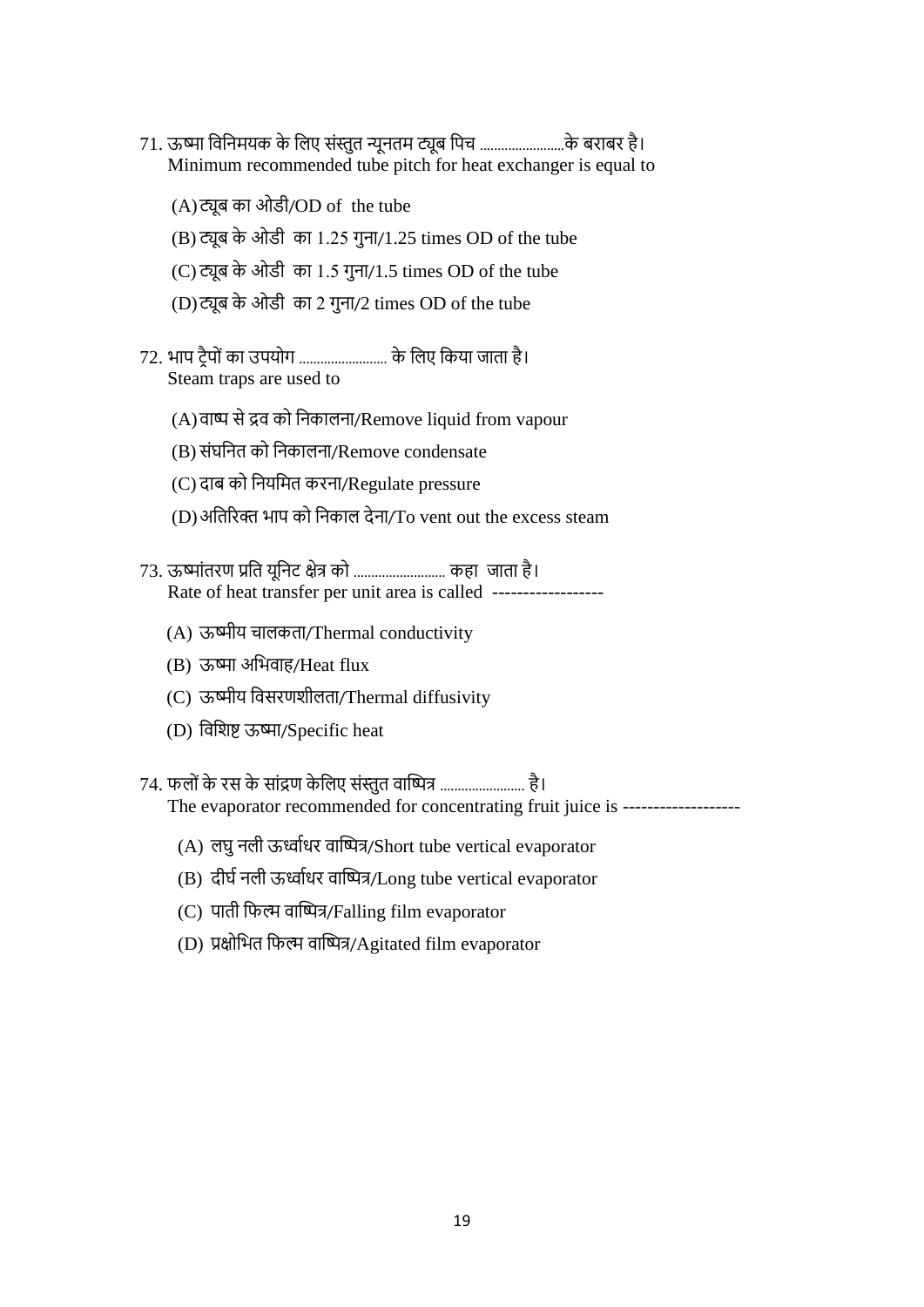71. ऊष्मा विनिमयक के लिए संस्तुत न्यूनतम ट्यूब पिच ......................के बराबर है।
Minimum recommended tube pitch for heat exchanger is equal to

(A) ट्यूब का ओडी/OD of the tube

(B) ट्यूब के ओडी का 1.25 गुना/1.25 times OD of the tube

(C) ट्यूब के ओडी का 1.5 गुना/1.5 times OD of the tube

(D) ट्यूब के ओडी का 2 गुना/2 times OD of the tube

72. भाप ट्रैपों का उपयोग ........................ के लिए किया जाता है।
Steam traps are used to

(A) वाष्प से द्रव को निकालना/Remove liquid from vapour

(B) संघनित को निकालना/Remove condensate

(C) दाब को नियमित करना/Regulate pressure

(D) अतिरिक्त भाप को निकाल देना/To vent out the excess steam

73. ऊष्मांतरण प्रति यूनिट क्षेत्र को ......................... कहा जाता है।
Rate of heat transfer per unit area is called ------------------

(A) ऊष्मीय चालकता/Thermal conductivity

(B) ऊष्मा अभिवाह/Heat flux

(C) ऊष्मीय विसरणशीलता/Thermal diffusivity

(D) विशिष्ट ऊष्मा/Specific heat

74. फलों के रस के सांद्रण केलिए संस्तुत वाष्पित्र ....................... है।
The evaporator recommended for concentrating fruit juice is -------------------

(A) लघु नली ऊर्ध्वाधर वाष्पित्र/Short tube vertical evaporator

(B) दीर्घ नली ऊर्ध्वाधर वाष्पित्र/Long tube vertical evaporator

(C) पाती फिल्म वाष्पित्र/Falling film evaporator

(D) प्रक्षोभित फिल्म वाष्पित्र/Agitated film evaporator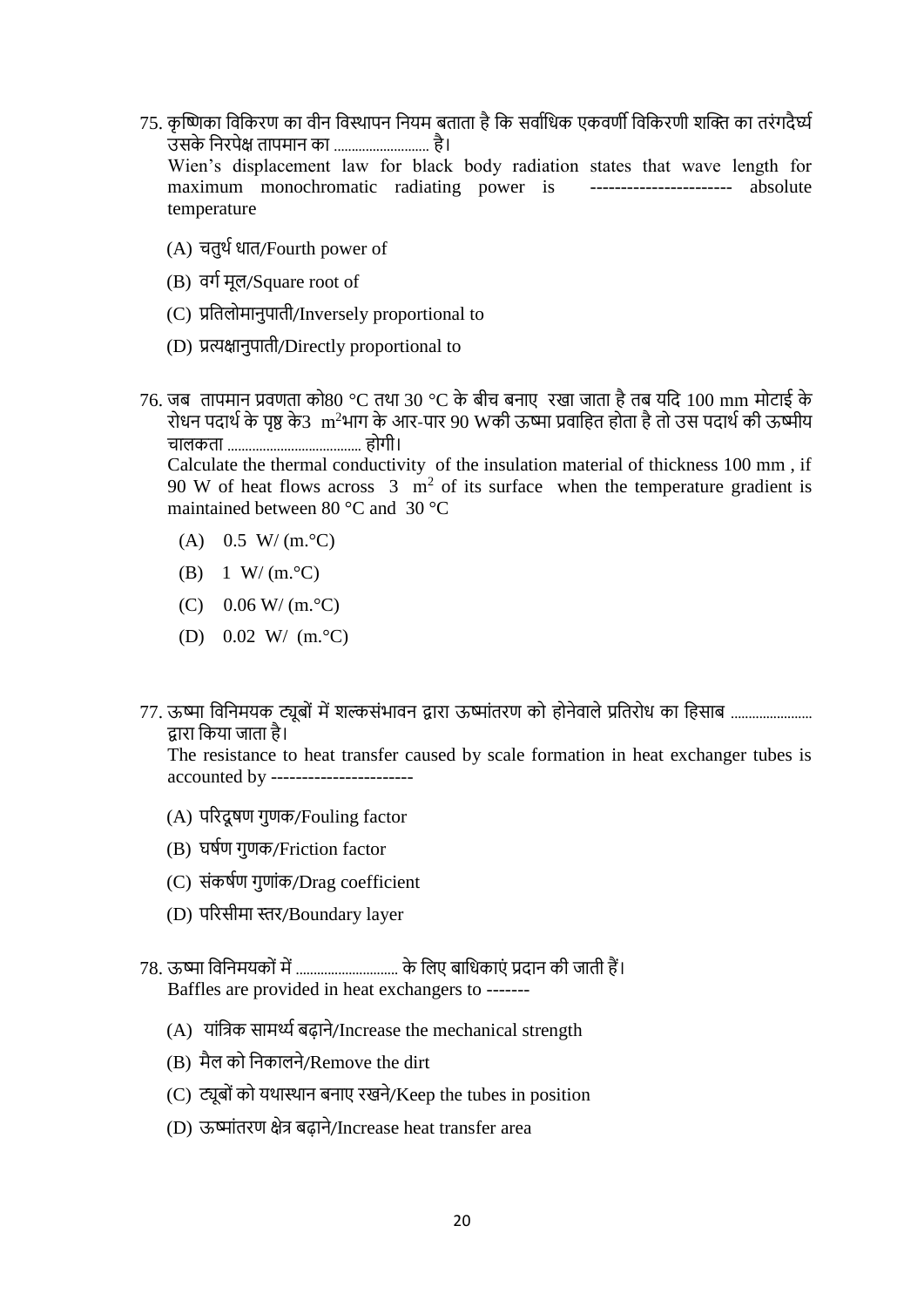75. कृष्णिका विकिरण का वीन विस्थापन नियम बताता है कि सर्वाधिक एकवर्णी विकिरणी शक्ति का तरंगदैर्घ्य उसके निरपेक्ष तापमान का ......................... है।
Wien's displacement law for black body radiation states that wave length for maximum monochromatic radiating power is ---------------------- absolute temperature

   (A) चतुर्थ धात/Fourth power of
   (B) वर्ग मूल/Square root of
   (C) प्रतिलोमानुपाती/Inversely proportional to
   (D) प्रत्यक्षानुपाती/Directly proportional to

76. जब तापमान प्रवणता को80 °C तथा 30 °C के बीच बनाए रखा जाता है तब यदि 100 mm मोटाई के रोधन पदार्थ के पृष्ठ के3 $m^2$भाग के आर-पार 90 Wकी ऊष्मा प्रवाहित होता है तो उस पदार्थ की ऊष्मीय चालकता ...................................... होगी।
Calculate the thermal conductivity of the insulation material of thickness 100 mm , if 90 W of heat flows across 3 $m^2$ of its surface when the temperature gradient is maintained between 80 °C and 30 °C

   (A) 0.5 W/ (m.°C)
   (B) 1 W/ (m.°C)
   (C) 0.06 W/ (m.°C)
   (D) 0.02 W/ (m.°C)

77. ऊष्मा विनिमयक ट्यूबों में शल्कसंभावन द्वारा ऊष्मांतरण को होनेवाले प्रतिरोध का हिसाब ...................... द्वारा किया जाता है।
The resistance to heat transfer caused by scale formation in heat exchanger tubes is accounted by ----------------------

   (A) परिदूषण गुणक/Fouling factor
   (B) घर्षण गुणक/Friction factor
   (C) संकर्षण गुणांक/Drag coefficient
   (D) परिसीमा स्तर/Boundary layer

78. ऊष्मा विनिमयकों में ............................ के लिए बाधिकाएं प्रदान की जाती हैं।
Baffles are provided in heat exchangers to -------

   (A) यांत्रिक सामर्थ्य बढ़ाने/Increase the mechanical strength
   (B) मैल को निकालने/Remove the dirt
   (C) ट्यूबों को यथास्थान बनाए रखने/Keep the tubes in position
   (D) ऊष्मांतरण क्षेत्र बढ़ाने/Increase heat transfer area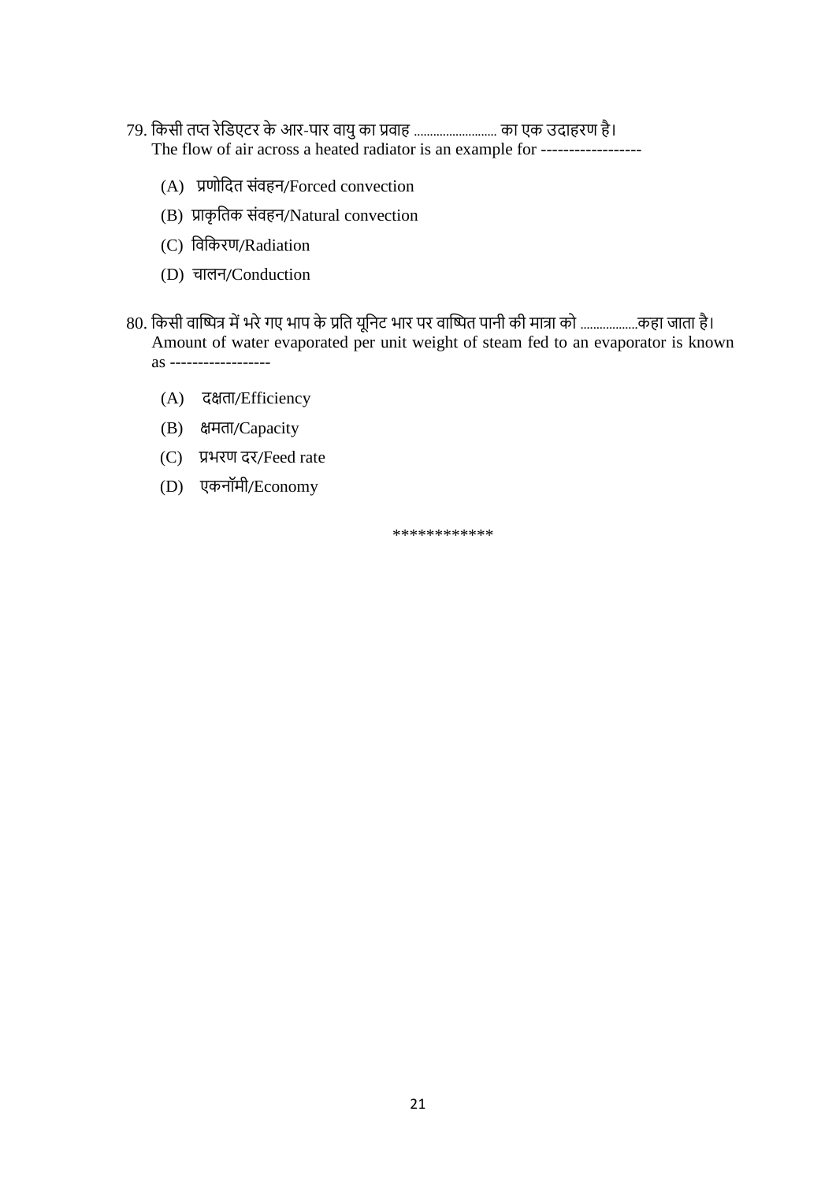79. किसी तप्त रेडिएटर के आर-पार वायु का प्रवाह ........................ का एक उदाहरण है।
The flow of air across a heated radiator is an example for ------------------

(A) प्रणोदित संवहन/Forced convection

(B) प्राकृतिक संवहन/Natural convection

(C) विकिरण/Radiation

(D) चालन/Conduction

80. किसी वाष्पित्र में भरे गए भाप के प्रति यूनिट भार पर वाष्पित पानी की मात्रा को .................कहा जाता है।
Amount of water evaporated per unit weight of steam fed to an evaporator is known as ------------------

(A) दक्षता/Efficiency

(B) क्षमता/Capacity

(C) प्रभरण दर/Feed rate

(D) एकनॉमी/Economy

************